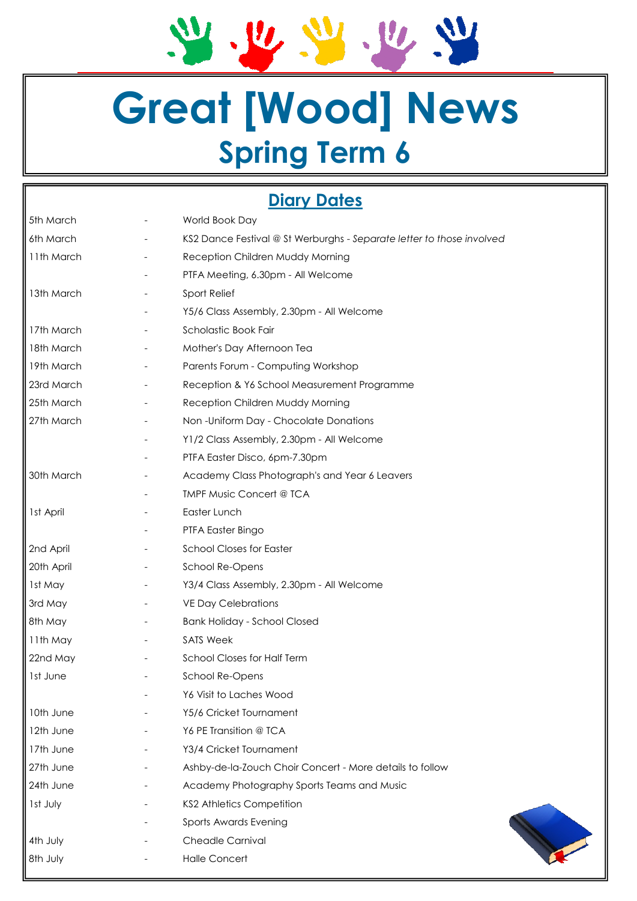# Great [Wood] News

## Spring Term 6

## Diary Dates

| | | |
|---|---|---|
| 5th March | - | World Book Day |
| 6th March | - | KS2 Dance Festival @ St Werburghs - *Separate letter to those involved* |
| 11th March | - | Reception Children Muddy Morning |
| | - | PTFA Meeting, 6.30pm - All Welcome |
| 13th March | - | Sport Relief |
| | - | Y5/6 Class Assembly, 2.30pm - All Welcome |
| 17th March | - | Scholastic Book Fair |
| 18th March | - | Mother's Day Afternoon Tea |
| 19th March | - | Parents Forum - Computing Workshop |
| 23rd March | - | Reception & Y6 School Measurement Programme |
| 25th March | - | Reception Children Muddy Morning |
| 27th March | - | Non -Uniform Day - Chocolate Donations |
| | - | Y1/2 Class Assembly, 2.30pm - All Welcome |
| | - | PTFA Easter Disco, 6pm-7.30pm |
| 30th March | - | Academy Class Photograph's and Year 6 Leavers |
| | - | TMPF Music Concert @ TCA |
| 1st April | - | Easter Lunch |
| | - | PTFA Easter Bingo |
| 2nd April | - | School Closes for Easter |
| 20th April | - | School Re-Opens |
| 1st May | - | Y3/4 Class Assembly, 2.30pm - All Welcome |
| 3rd May | - | VE Day Celebrations |
| 8th May | - | Bank Holiday - School Closed |
| 11th May | - | SATS Week |
| 22nd May | - | School Closes for Half Term |
| 1st June | - | School Re-Opens |
| | - | Y6 Visit to Laches Wood |
| 10th June | - | Y5/6 Cricket Tournament |
| 12th June | - | Y6 PE Transition @ TCA |
| 17th June | - | Y3/4 Cricket Tournament |
| 27th June | - | Ashby-de-la-Zouch Choir Concert - More details to follow |
| 24th June | - | Academy Photography Sports Teams and Music |
| 1st July | - | KS2 Athletics Competition |
| | - | Sports Awards Evening |
| 4th July | - | Cheadle Carnival |
| 8th July | - | Halle Concert |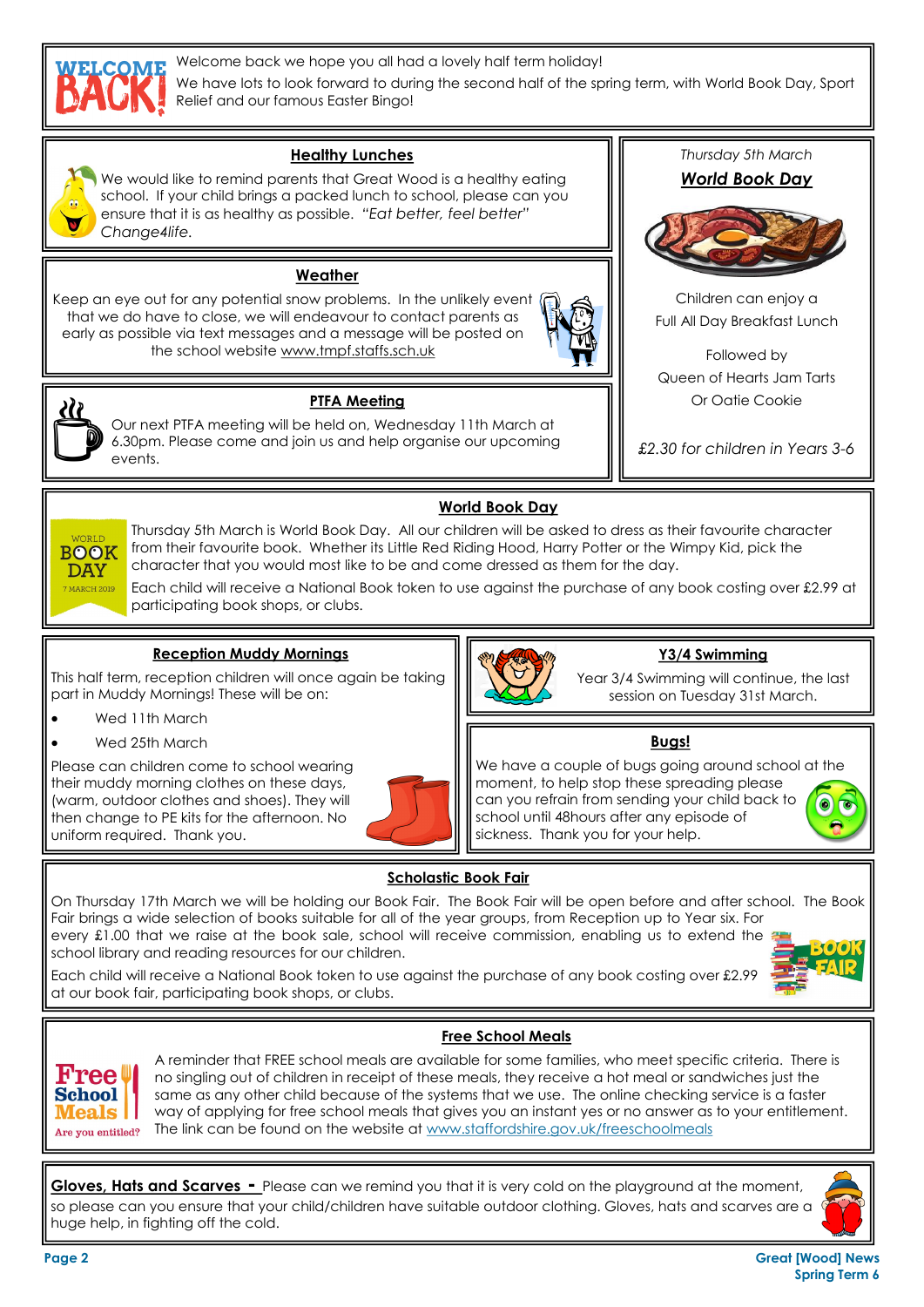Welcome back we hope you all had a lovely half term holiday!

We have lots to look forward to during the second half of the spring term, with World Book Day, Sport Relief and our famous Easter Bingo!

## Healthy Lunches

We would like to remind parents that Great Wood is a healthy eating school. If your child brings a packed lunch to school, please can you ensure that it is as healthy as possible. *"Eat better, feel better" Change4life.*

## Weather

Keep an eye out for any potential snow problems. In the unlikely event that we do have to close, we will endeavour to contact parents as early as possible via text messages and a message will be posted on the school website www.tmpf.staffs.sch.uk

## PTFA Meeting

Our next PTFA meeting will be held on, Wednesday 11th March at 6.30pm. Please come and join us and help organise our upcoming events.

*Thursday 5th March*

## *World Book Day*

Children can enjoy a Full All Day Breakfast Lunch

Followed by

Queen of Hearts Jam Tarts

Or Oatie Cookie

*£2.30 for children in Years 3-6*

## World Book Day

Thursday 5th March is World Book Day. All our children will be asked to dress as their favourite character from their favourite book. Whether its Little Red Riding Hood, Harry Potter or the Wimpy Kid, pick the character that you would most like to be and come dressed as them for the day.

Each child will receive a National Book token to use against the purchase of any book costing over £2.99 at participating book shops, or clubs.

## Reception Muddy Mornings

This half term, reception children will once again be taking part in Muddy Mornings! These will be on:

- Wed 11th March
- Wed 25th March

Please can children come to school wearing their muddy morning clothes on these days, (warm, outdoor clothes and shoes). They will then change to PE kits for the afternoon. No uniform required. Thank you.

## Y3/4 Swimming

Year 3/4 Swimming will continue, the last session on Tuesday 31st March.

## Bugs!

We have a couple of bugs going around school at the moment, to help stop these spreading please can you refrain from sending your child back to school until 48hours after any episode of sickness. Thank you for your help.

## Scholastic Book Fair

On Thursday 17th March we will be holding our Book Fair. The Book Fair will be open before and after school. The Book Fair brings a wide selection of books suitable for all of the year groups, from Reception up to Year six. For every £1.00 that we raise at the book sale, school will receive commission, enabling us to extend the school library and reading resources for our children.

Each child will receive a National Book token to use against the purchase of any book costing over £2.99 at our book fair, participating book shops, or clubs.

## Free School Meals

A reminder that FREE school meals are available for some families, who meet specific criteria. There is no singling out of children in receipt of these meals, they receive a hot meal or sandwiches just the same as any other child because of the systems that we use. The online checking service is a faster way of applying for free school meals that gives you an instant yes or no answer as to your entitlement. The link can be found on the website at www.staffordshire.gov.uk/freeschoolmeals

**Gloves, Hats and Scarves -** Please can we remind you that it is very cold on the playground at the moment, so please can you ensure that your child/children have suitable outdoor clothing. Gloves, hats and scarves are a huge help, in fighting off the cold.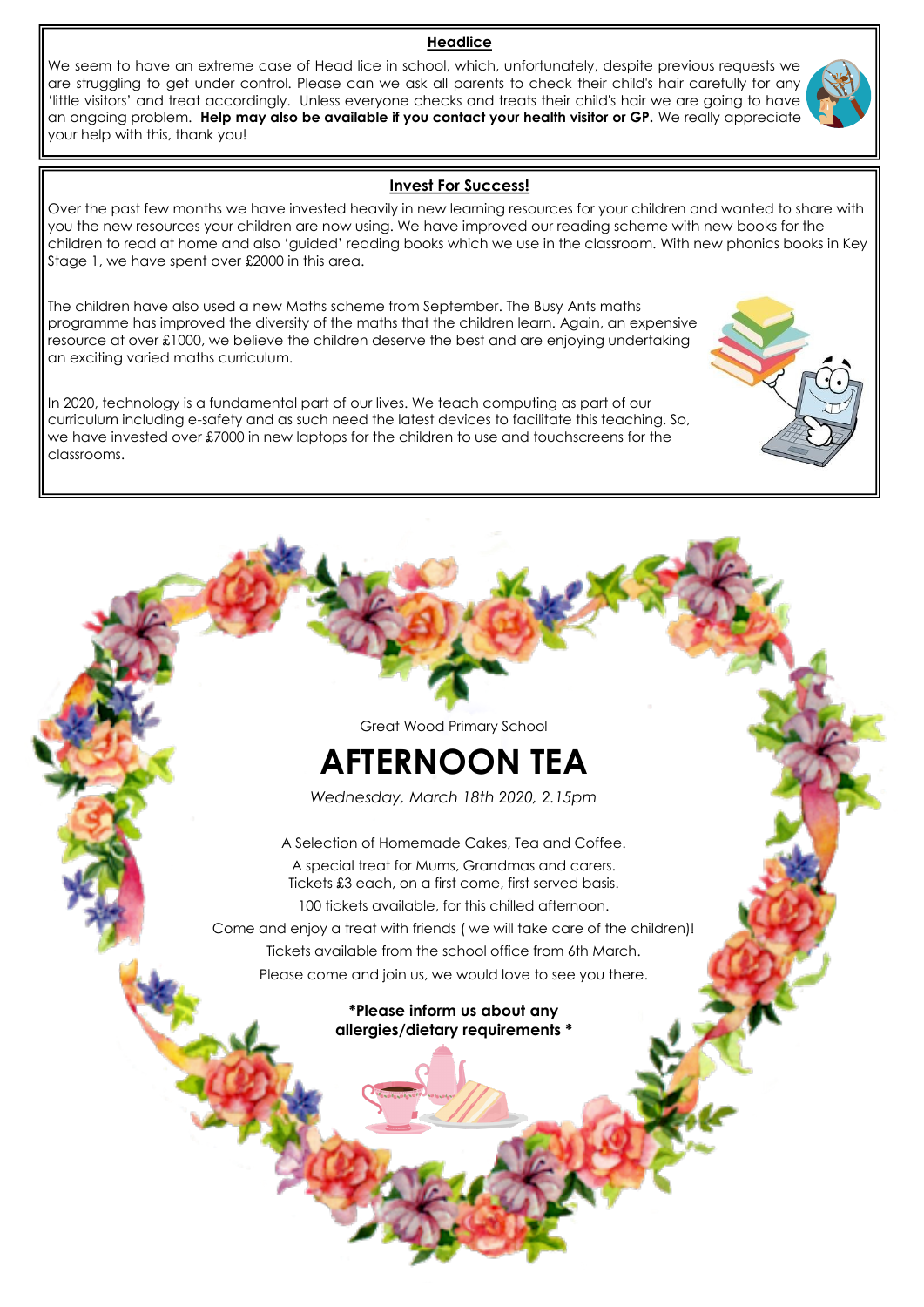## Headlice

We seem to have an extreme case of Head lice in school, which, unfortunately, despite previous requests we are struggling to get under control. Please can we ask all parents to check their child's hair carefully for any 'little visitors' and treat accordingly. Unless everyone checks and treats their child's hair we are going to have an ongoing problem. **Help may also be available if you contact your health visitor or GP.** We really appreciate your help with this, thank you!

## Invest For Success!

Over the past few months we have invested heavily in new learning resources for your children and wanted to share with you the new resources your children are now using. We have improved our reading scheme with new books for the children to read at home and also 'guided' reading books which we use in the classroom. With new phonics books in Key Stage 1, we have spent over £2000 in this area.

The children have also used a new Maths scheme from September. The Busy Ants maths programme has improved the diversity of the maths that the children learn. Again, an expensive resource at over £1000, we believe the children deserve the best and are enjoying undertaking an exciting varied maths curriculum.

In 2020, technology is a fundamental part of our lives. We teach computing as part of our curriculum including e-safety and as such need the latest devices to facilitate this teaching. So, we have invested over £7000 in new laptops for the children to use and touchscreens for the classrooms.

Great Wood Primary School

# AFTERNOON TEA

*Wednesday, March 18th 2020, 2.15pm*

A Selection of Homemade Cakes, Tea and Coffee.

A special treat for Mums, Grandmas and carers.
Tickets £3 each, on a first come, first served basis.

100 tickets available, for this chilled afternoon.

Come and enjoy a treat with friends ( we will take care of the children)!

Tickets available from the school office from 6th March.

Please come and join us, we would love to see you there.

**\*Please inform us about any allergies/dietary requirements \***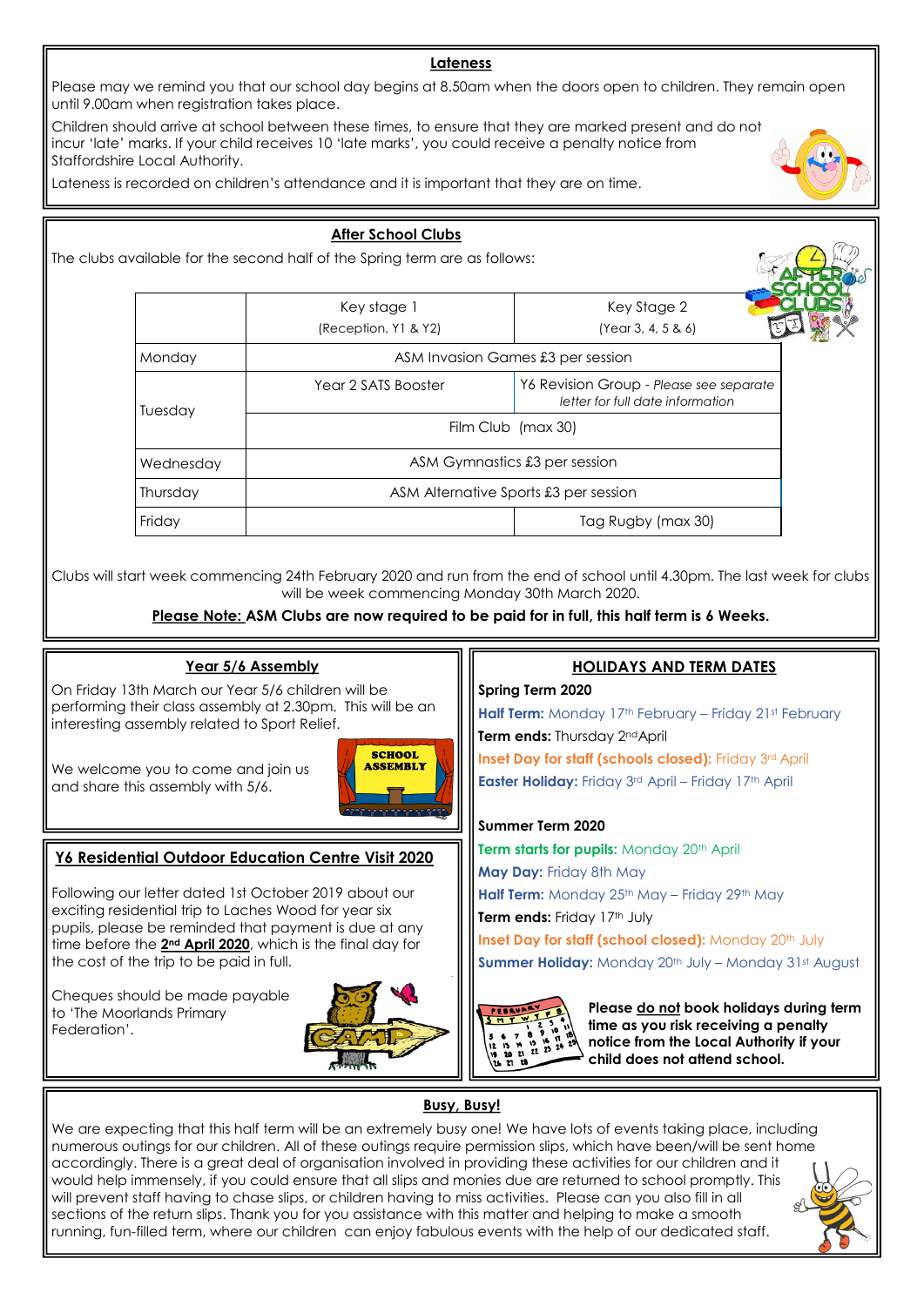## Lateness

Please may we remind you that our school day begins at 8.50am when the doors open to children. They remain open until 9.00am when registration takes place.

Children should arrive at school between these times, to ensure that they are marked present and do not incur 'late' marks. If your child receives 10 'late marks', you could receive a penalty notice from Staffordshire Local Authority.

Lateness is recorded on children's attendance and it is important that they are on time.

## After School Clubs

The clubs available for the second half of the Spring term are as follows:

| | Key stage 1 (Reception, Y1 & Y2) | Key Stage 2 (Year 3, 4, 5 & 6) |
|---|---|---|
| Monday | ASM Invasion Games £3 per session | |
| Tuesday | Year 2 SATS Booster | Y6 Revision Group - *Please see separate letter for full date information* |
| | Film Club (max 30) | |
| Wednesday | ASM Gymnastics £3 per session | |
| Thursday | ASM Alternative Sports £3 per session | |
| Friday | | Tag Rugby (max 30) |

Clubs will start week commencing 24th February 2020 and run from the end of school until 4.30pm. The last week for clubs will be week commencing Monday 30th March 2020.

**Please Note: ASM Clubs are now required to be paid for in full, this half term is 6 Weeks.**

## Year 5/6 Assembly

On Friday 13th March our Year 5/6 children will be performing their class assembly at 2.30pm. This will be an interesting assembly related to Sport Relief.

We welcome you to come and join us and share this assembly with 5/6.

## Y6 Residential Outdoor Education Centre Visit 2020

Following our letter dated 1st October 2019 about our exciting residential trip to Laches Wood for year six pupils, please be reminded that payment is due at any time before the **2nd April 2020**, which is the final day for the cost of the trip to be paid in full.

Cheques should be made payable to 'The Moorlands Primary Federation'.

## HOLIDAYS AND TERM DATES

**Spring Term 2020**

**Half Term:** Monday 17th February – Friday 21st February

**Term ends:** Thursday 2nd April

**Inset Day for staff (schools closed):** Friday 3rd April

**Easter Holiday:** Friday 3rd April – Friday 17th April

**Summer Term 2020**

**Term starts for pupils:** Monday 20th April

**May Day:** Friday 8th May

**Half Term:** Monday 25th May – Friday 29th May

**Term ends:** Friday 17th July

**Inset Day for staff (school closed):** Monday 20th July

**Summer Holiday:** Monday 20th July – Monday 31st August

**Please do not book holidays during term time as you risk receiving a penalty notice from the Local Authority if your child does not attend school.**

## Busy, Busy!

We are expecting that this half term will be an extremely busy one! We have lots of events taking place, including numerous outings for our children. All of these outings require permission slips, which have been/will be sent home accordingly. There is a great deal of organisation involved in providing these activities for our children and it would help immensely, if you could ensure that all slips and monies due are returned to school promptly. This will prevent staff having to chase slips, or children having to miss activities. Please can you also fill in all sections of the return slips. Thank you for you assistance with this matter and helping to make a smooth running, fun-filled term, where our children can enjoy fabulous events with the help of our dedicated staff.